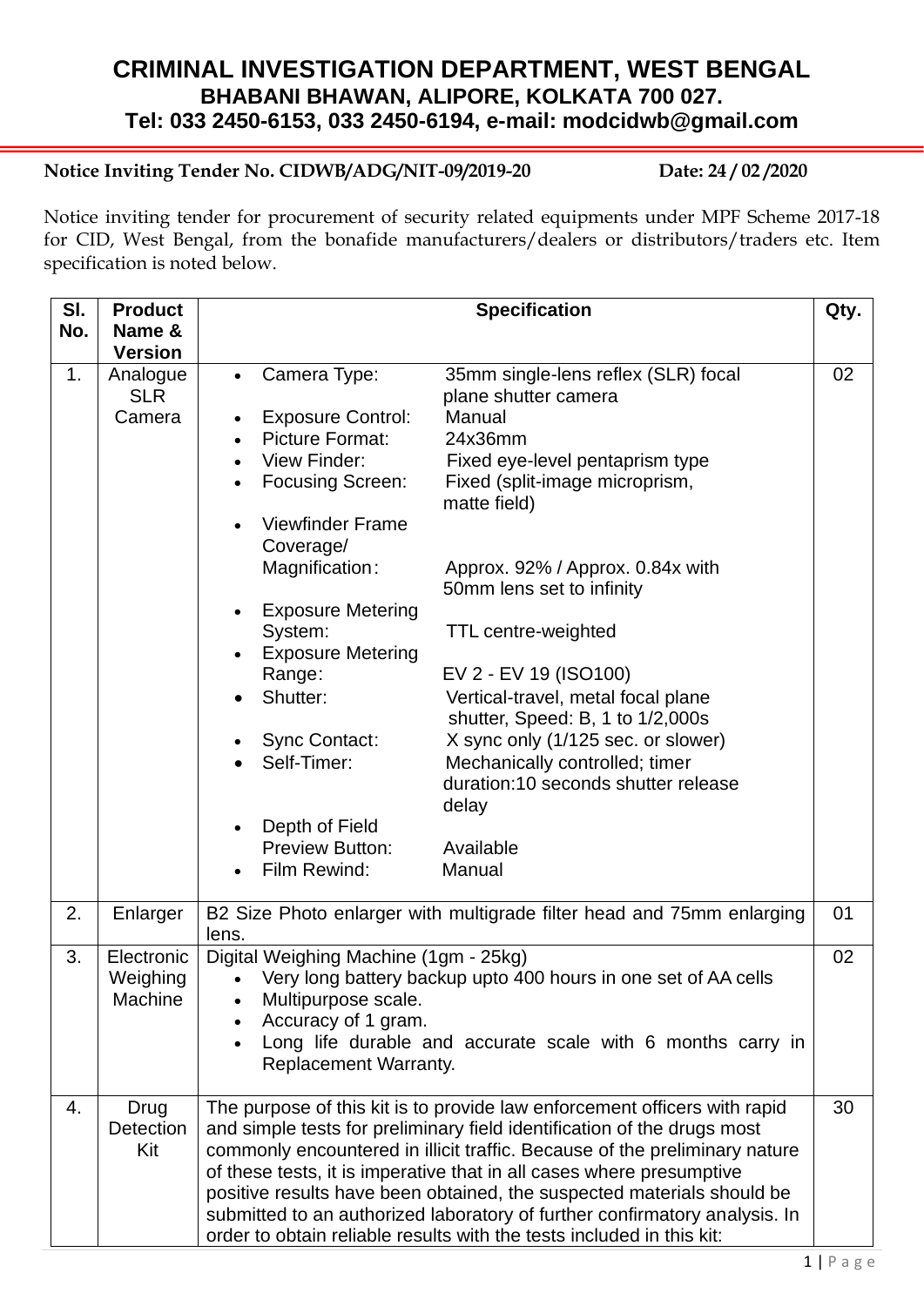# CRIMINAL INVESTIGATION DEPARTMENT, WEST BENGAL

## BHABANI BHAWAN, ALIPORE, KOLKATA 700 027.

## Tel: 033 2450-6153, 033 2450-6194, e-mail: modcidwb@gmail.com

**Notice Inviting Tender No. CIDWB/ADG/NIT-09/2019-20** **Date: 24 / 02 /2020**

Notice inviting tender for procurement of security related equipments under MPF Scheme 2017-18 for CID, West Bengal, from the bonafide manufacturers/dealers or distributors/traders etc. Item specification is noted below.

| Sl. No. | Product Name & Version | Specification | Qty. |
|---|---|---|---|
| 1. | Analogue SLR Camera | • Camera Type: 35mm single-lens reflex (SLR) focal plane shutter camera<br>• Exposure Control: Manual<br>• Picture Format: 24x36mm<br>• View Finder: Fixed eye-level pentaprism type<br>• Focusing Screen: Fixed (split-image microprism, matte field)<br>• Viewfinder Frame Coverage/ Magnification: Approx. 92% / Approx. 0.84x with 50mm lens set to infinity<br>• Exposure Metering System: TTL centre-weighted<br>• Exposure Metering Range: EV 2 - EV 19 (ISO100)<br>• Shutter: Vertical-travel, metal focal plane shutter, Speed: B, 1 to 1/2,000s<br>• Sync Contact: X sync only (1/125 sec. or slower)<br>• Self-Timer: Mechanically controlled; timer duration:10 seconds shutter release delay<br>• Depth of Field Preview Button: Available<br>• Film Rewind: Manual | 02 |
| 2. | Enlarger | B2 Size Photo enlarger with multigrade filter head and 75mm enlarging lens. | 01 |
| 3. | Electronic Weighing Machine | Digital Weighing Machine (1gm - 25kg)<br>• Very long battery backup upto 400 hours in one set of AA cells<br>• Multipurpose scale.<br>• Accuracy of 1 gram.<br>• Long life durable and accurate scale with 6 months carry in Replacement Warranty. | 02 |
| 4. | Drug Detection Kit | The purpose of this kit is to provide law enforcement officers with rapid and simple tests for preliminary field identification of the drugs most commonly encountered in illicit traffic. Because of the preliminary nature of these tests, it is imperative that in all cases where presumptive positive results have been obtained, the suspected materials should be submitted to an authorized laboratory of further confirmatory analysis. In order to obtain reliable results with the tests included in this kit: | 30 |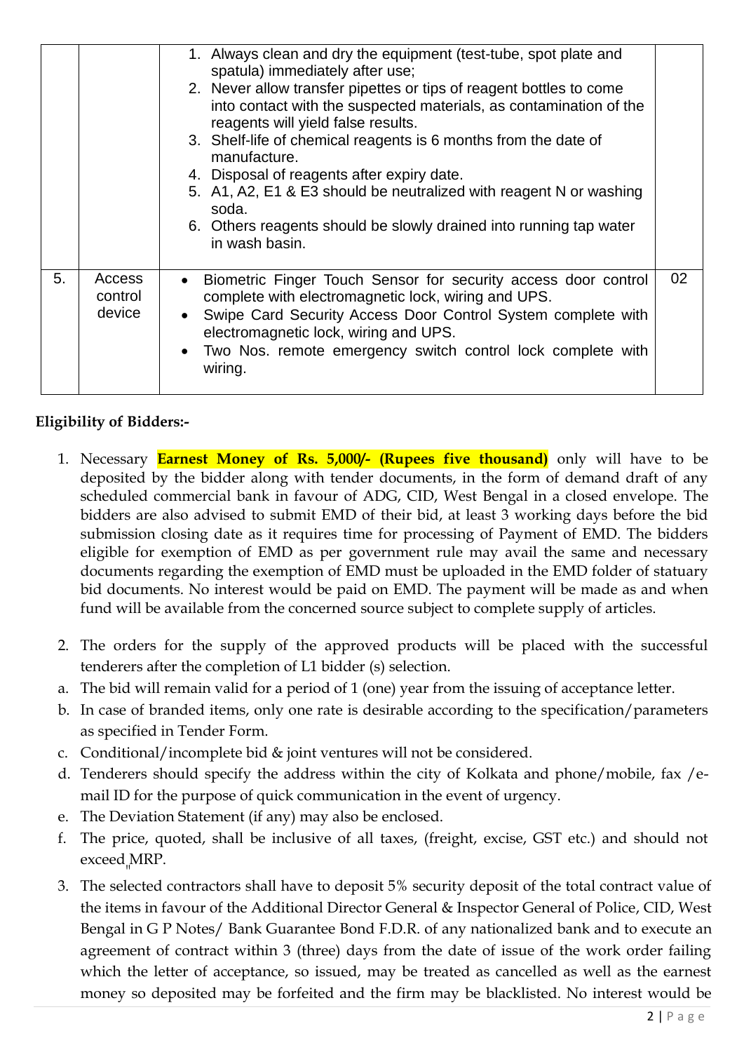|  |  |  |  |
|---|---|---|---|
|  |  | 1. Always clean and dry the equipment (test-tube, spot plate and spatula) immediately after use;<br>2. Never allow transfer pipettes or tips of reagent bottles to come into contact with the suspected materials, as contamination of the reagents will yield false results.<br>3. Shelf-life of chemical reagents is 6 months from the date of manufacture.<br>4. Disposal of reagents after expiry date.<br>5. A1, A2, E1 & E3 should be neutralized with reagent N or washing soda.<br>6. Others reagents should be slowly drained into running tap water in wash basin. |  |
| 5. | Access control device | • Biometric Finger Touch Sensor for security access door control complete with electromagnetic lock, wiring and UPS.<br>• Swipe Card Security Access Door Control System complete with electromagnetic lock, wiring and UPS.<br>• Two Nos. remote emergency switch control lock complete with wiring. | 02 |

**Eligibility of Bidders:-**

1. Necessary **Earnest Money of Rs. 5,000/- (Rupees five thousand)** only will have to be deposited by the bidder along with tender documents, in the form of demand draft of any scheduled commercial bank in favour of ADG, CID, West Bengal in a closed envelope. The bidders are also advised to submit EMD of their bid, at least 3 working days before the bid submission closing date as it requires time for processing of Payment of EMD. The bidders eligible for exemption of EMD as per government rule may avail the same and necessary documents regarding the exemption of EMD must be uploaded in the EMD folder of statuary bid documents. No interest would be paid on EMD. The payment will be made as and when fund will be available from the concerned source subject to complete supply of articles.

2. The orders for the supply of the approved products will be placed with the successful tenderers after the completion of L1 bidder (s) selection.

   a. The bid will remain valid for a period of 1 (one) year from the issuing of acceptance letter.
   b. In case of branded items, only one rate is desirable according to the specification/parameters as specified in Tender Form.
   c. Conditional/incomplete bid & joint ventures will not be considered.
   d. Tenderers should specify the address within the city of Kolkata and phone/mobile, fax /e-mail ID for the purpose of quick communication in the event of urgency.
   e. The Deviation Statement (if any) may also be enclosed.
   f. The price, quoted, shall be inclusive of all taxes, (freight, excise, GST etc.) and should not exceed MRP.

3. The selected contractors shall have to deposit 5% security deposit of the total contract value of the items in favour of the Additional Director General & Inspector General of Police, CID, West Bengal in G P Notes/ Bank Guarantee Bond F.D.R. of any nationalized bank and to execute an agreement of contract within 3 (three) days from the date of issue of the work order failing which the letter of acceptance, so issued, may be treated as cancelled as well as the earnest money so deposited may be forfeited and the firm may be blacklisted. No interest would be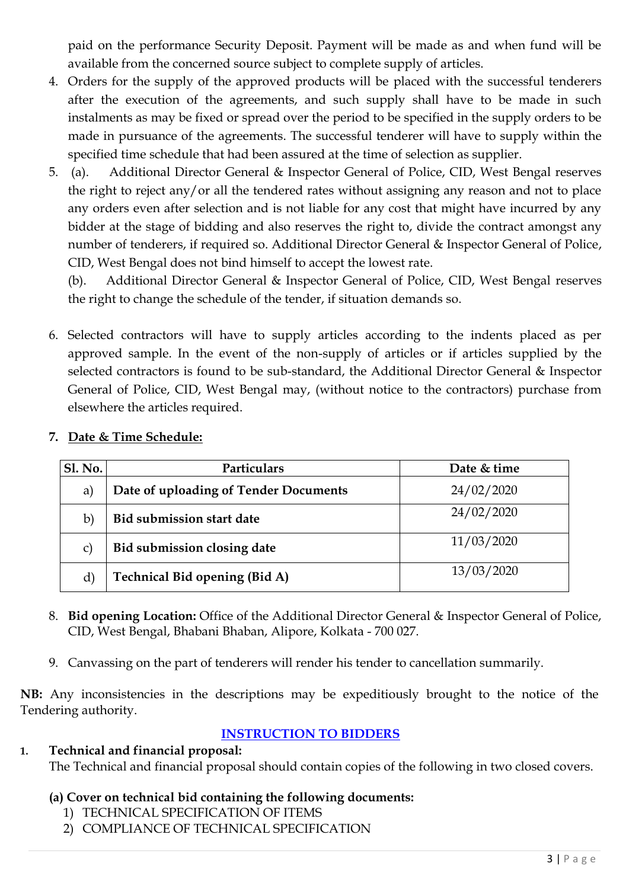paid on the performance Security Deposit. Payment will be made as and when fund will be available from the concerned source subject to complete supply of articles.

4. Orders for the supply of the approved products will be placed with the successful tenderers after the execution of the agreements, and such supply shall have to be made in such instalments as may be fixed or spread over the period to be specified in the supply orders to be made in pursuance of the agreements. The successful tenderer will have to supply within the specified time schedule that had been assured at the time of selection as supplier.
5. (a). Additional Director General & Inspector General of Police, CID, West Bengal reserves the right to reject any/or all the tendered rates without assigning any reason and not to place any orders even after selection and is not liable for any cost that might have incurred by any bidder at the stage of bidding and also reserves the right to, divide the contract amongst any number of tenderers, if required so. Additional Director General & Inspector General of Police, CID, West Bengal does not bind himself to accept the lowest rate.

   (b). Additional Director General & Inspector General of Police, CID, West Bengal reserves the right to change the schedule of the tender, if situation demands so.

6. Selected contractors will have to supply articles according to the indents placed as per approved sample. In the event of the non-supply of articles or if articles supplied by the selected contractors is found to be sub-standard, the Additional Director General & Inspector General of Police, CID, West Bengal may, (without notice to the contractors) purchase from elsewhere the articles required.

7. **Date & Time Schedule:**

| Sl. No. | Particulars | Date & time |
|---|---|---|
| a) | **Date of uploading of Tender Documents** | 24/02/2020 |
| b) | **Bid submission start date** | 24/02/2020 |
| c) | **Bid submission closing date** | 11/03/2020 |
| d) | **Technical Bid opening (Bid A)** | 13/03/2020 |

8. **Bid opening Location:** Office of the Additional Director General & Inspector General of Police, CID, West Bengal, Bhabani Bhaban, Alipore, Kolkata - 700 027.

9. Canvassing on the part of tenderers will render his tender to cancellation summarily.

**NB:** Any inconsistencies in the descriptions may be expeditiously brought to the notice of the Tendering authority.

## INSTRUCTION TO BIDDERS

1. **Technical and financial proposal:**
   The Technical and financial proposal should contain copies of the following in two closed covers.

   **(a) Cover on technical bid containing the following documents:**
   1) TECHNICAL SPECIFICATION OF ITEMS
   2) COMPLIANCE OF TECHNICAL SPECIFICATION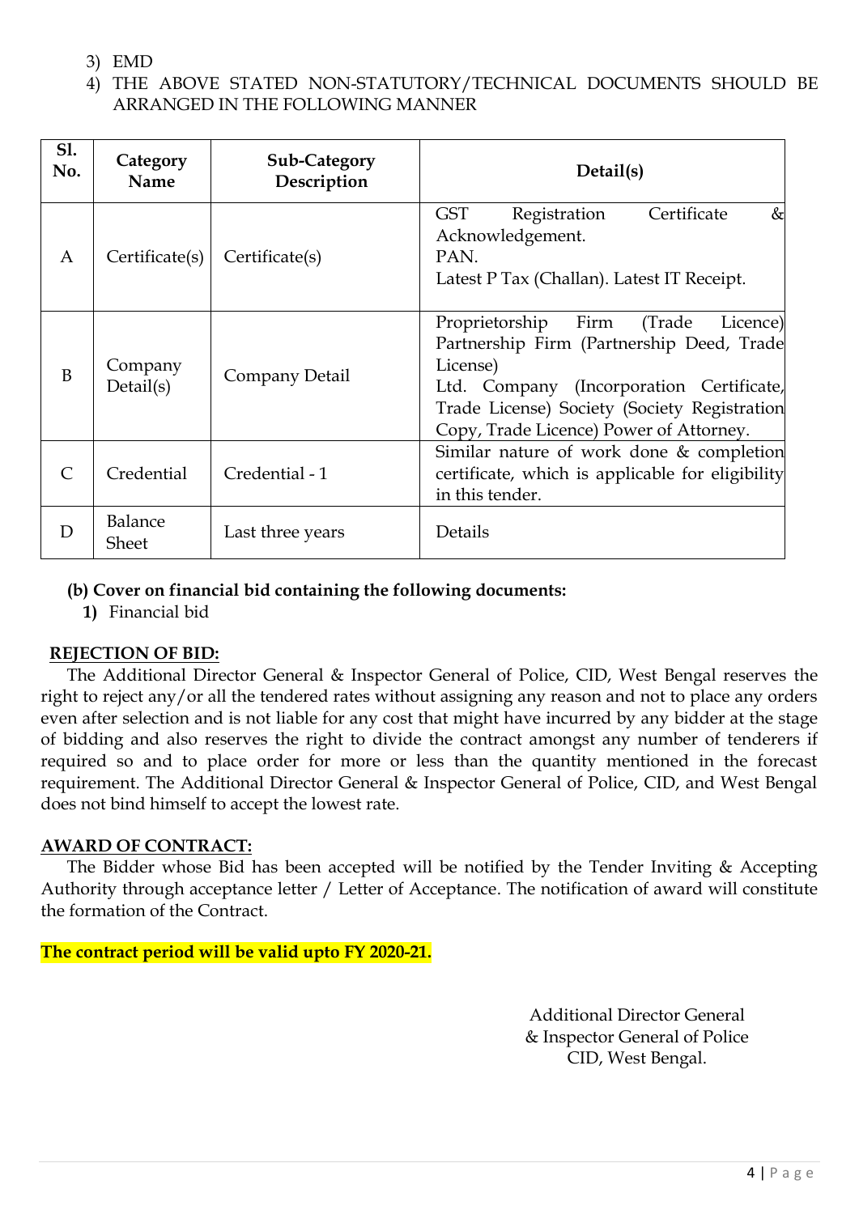3) EMD
4) THE ABOVE STATED NON-STATUTORY/TECHNICAL DOCUMENTS SHOULD BE ARRANGED IN THE FOLLOWING MANNER

| Sl. No. | Category Name | Sub-Category Description | Detail(s) |
|---|---|---|---|
| A | Certificate(s) | Certificate(s) | GST Registration Certificate & Acknowledgement.<br>PAN.<br>Latest P Tax (Challan). Latest IT Receipt. |
| B | Company Detail(s) | Company Detail | Proprietorship Firm (Trade Licence) Partnership Firm (Partnership Deed, Trade License)<br>Ltd. Company (Incorporation Certificate, Trade License) Society (Society Registration Copy, Trade Licence) Power of Attorney. |
| C | Credential | Credential - 1 | Similar nature of work done & completion certificate, which is applicable for eligibility in this tender. |
| D | Balance Sheet | Last three years | Details |

**(b) Cover on financial bid containing the following documents:**

1) Financial bid

**REJECTION OF BID:**

The Additional Director General & Inspector General of Police, CID, West Bengal reserves the right to reject any/or all the tendered rates without assigning any reason and not to place any orders even after selection and is not liable for any cost that might have incurred by any bidder at the stage of bidding and also reserves the right to divide the contract amongst any number of tenderers if required so and to place order for more or less than the quantity mentioned in the forecast requirement. The Additional Director General & Inspector General of Police, CID, and West Bengal does not bind himself to accept the lowest rate.

**AWARD OF CONTRACT:**

The Bidder whose Bid has been accepted will be notified by the Tender Inviting & Accepting Authority through acceptance letter / Letter of Acceptance. The notification of award will constitute the formation of the Contract.

**The contract period will be valid upto FY 2020-21.**

Additional Director General
& Inspector General of Police
CID, West Bengal.